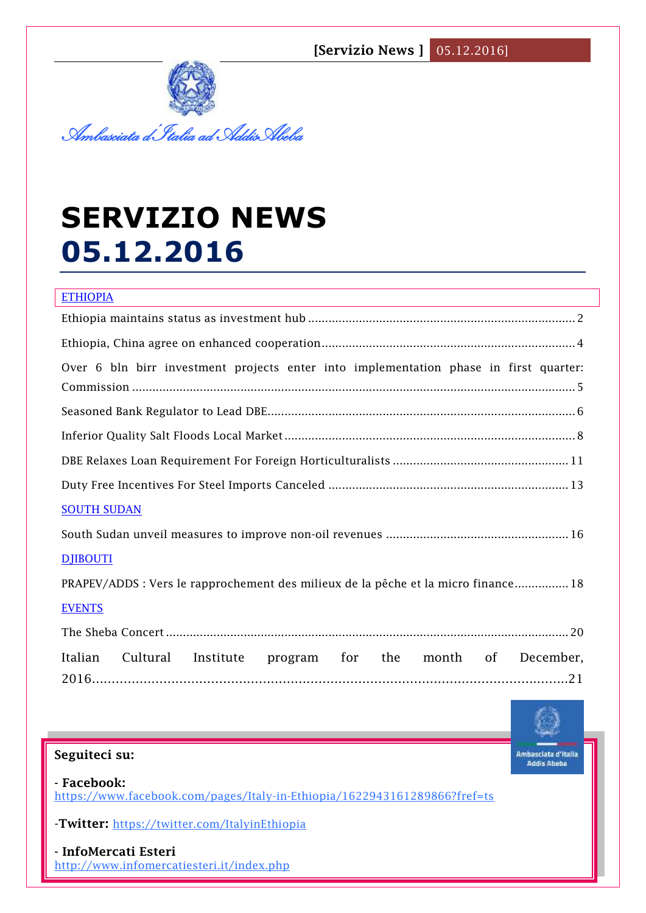*Ambasciata d'Italia ad Addis Abeba*

# SERVIZIO NEWS
# 05.12.2016

ETHIOPIA

Ethiopia maintains status as investment hub ........ 2

Ethiopia, China agree on enhanced cooperation ........ 4

Over 6 bln birr investment projects enter into implementation phase in first quarter: Commission ........ 5

Seasoned Bank Regulator to Lead DBE ........ 6

Inferior Quality Salt Floods Local Market ........ 8

DBE Relaxes Loan Requirement For Foreign Horticulturalists ........ 11

Duty Free Incentives For Steel Imports Canceled ........ 13

SOUTH SUDAN

South Sudan unveil measures to improve non-oil revenues ........ 16

DJIBOUTI

PRAPEV/ADDS : Vers le rapprochement des milieux de la pêche et la micro finance ........ 18

EVENTS

The Sheba Concert ........ 20

Italian Cultural Institute program for the month of December, 2016 ........ 21

**Seguiteci su:**

- **Facebook:**
https://www.facebook.com/pages/Italy-in-Ethiopia/1622943161289866?fref=ts

-**Twitter:** https://twitter.com/ItalyinEthiopia

- **InfoMercati Esteri**
http://www.infomercatiesteri.it/index.php

Ambasciata d'Italia Addis Abeba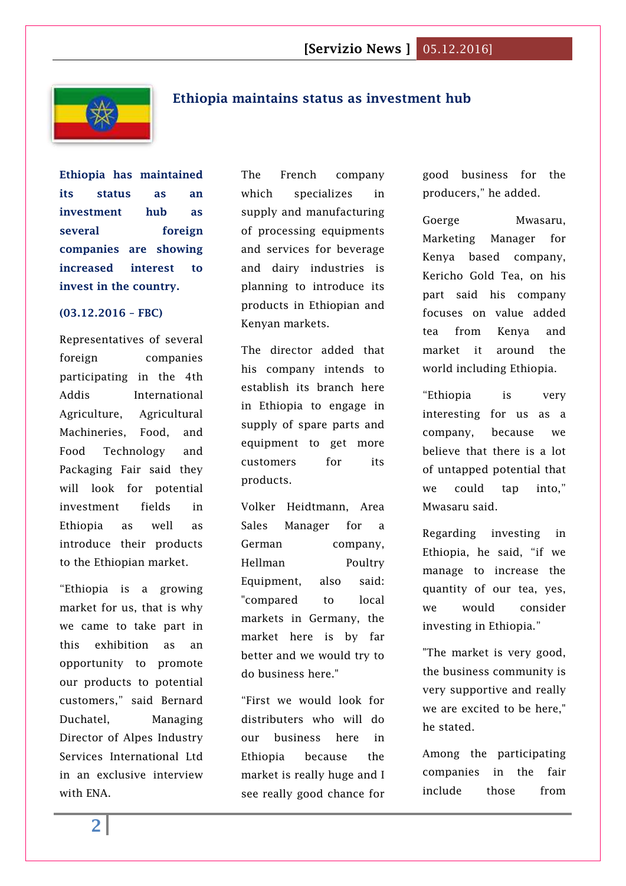## Ethiopia maintains status as investment hub

**Ethiopia has maintained its status as an investment hub as several foreign companies are showing increased interest to invest in the country.**

**(03.12.2016 – FBC)**

Representatives of several foreign companies participating in the 4th Addis International Agriculture, Agricultural Machineries, Food, and Food Technology and Packaging Fair said they will look for potential investment fields in Ethiopia as well as introduce their products to the Ethiopian market.

“Ethiopia is a growing market for us, that is why we came to take part in this exhibition as an opportunity to promote our products to potential customers,” said Bernard Duchatel, Managing Director of Alpes Industry Services International Ltd in an exclusive interview with ENA.

The French company which specializes in supply and manufacturing of processing equipments and services for beverage and dairy industries is planning to introduce its products in Ethiopian and Kenyan markets.

The director added that his company intends to establish its branch here in Ethiopia to engage in supply of spare parts and equipment to get more customers for its products.

Volker Heidtmann, Area Sales Manager for a German company, Hellman Poultry Equipment, also said: "compared to local markets in Germany, the market here is by far better and we would try to do business here."

“First we would look for distributers who will do our business here in Ethiopia because the market is really huge and I see really good chance for good business for the producers,” he added.

Goerge Mwasaru, Marketing Manager for Kenya based company, Kericho Gold Tea, on his part said his company focuses on value added tea from Kenya and market it around the world including Ethiopia.

“Ethiopia is very interesting for us as a company, because we believe that there is a lot of untapped potential that we could tap into,” Mwasaru said.

Regarding investing in Ethiopia, he said, “if we manage to increase the quantity of our tea, yes, we would consider investing in Ethiopia.”

"The market is very good, the business community is very supportive and really we are excited to be here," he stated.

Among the participating companies in the fair include those from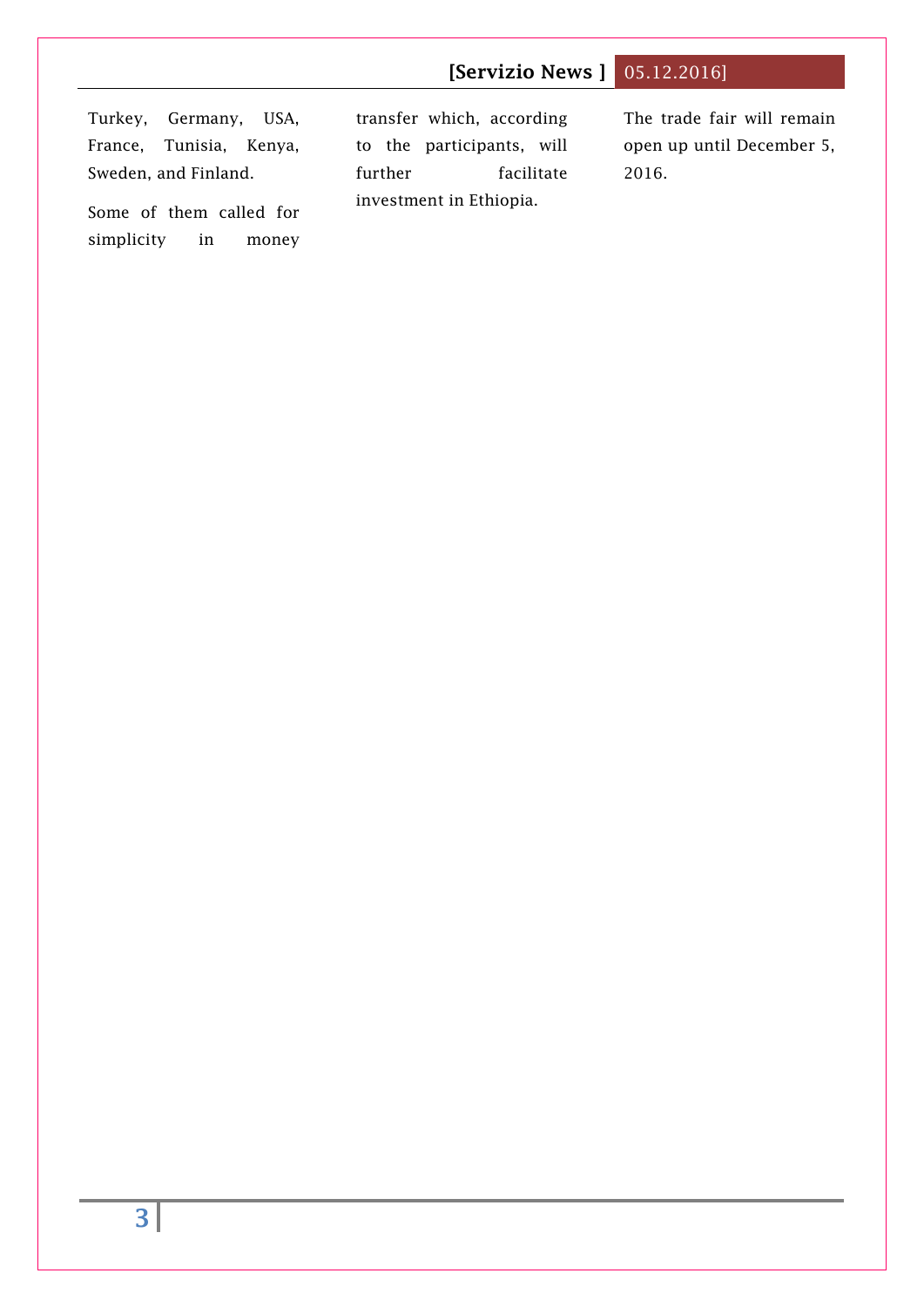Turkey, Germany, USA, France, Tunisia, Kenya, Sweden, and Finland.

Some of them called for simplicity in money transfer which, according to the participants, will further facilitate investment in Ethiopia.

The trade fair will remain open up until December 5, 2016.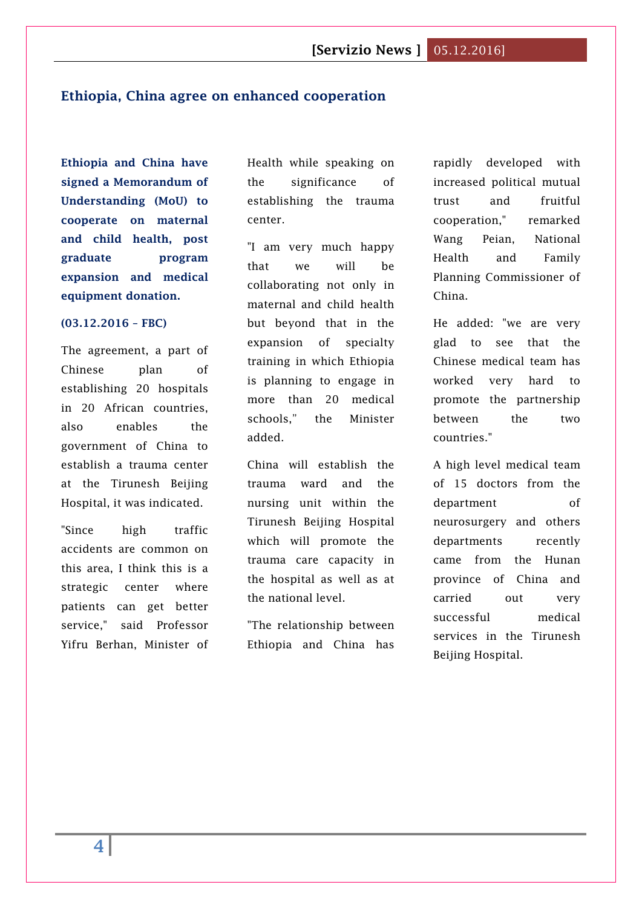## Ethiopia, China agree on enhanced cooperation

**Ethiopia and China have signed a Memorandum of Understanding (MoU) to cooperate on maternal and child health, post graduate program expansion and medical equipment donation.**

**(03.12.2016 – FBC)**

The agreement, a part of Chinese plan of establishing 20 hospitals in 20 African countries, also enables the government of China to establish a trauma center at the Tirunesh Beijing Hospital, it was indicated.

"Since high traffic accidents are common on this area, I think this is a strategic center where patients can get better service," said Professor Yifru Berhan, Minister of Health while speaking on the significance of establishing the trauma center.

"I am very much happy that we will be collaborating not only in maternal and child health but beyond that in the expansion of specialty training in which Ethiopia is planning to engage in more than 20 medical schools," the Minister added.

China will establish the trauma ward and the nursing unit within the Tirunesh Beijing Hospital which will promote the trauma care capacity in the hospital as well as at the national level.

"The relationship between Ethiopia and China has rapidly developed with increased political mutual trust and fruitful cooperation," remarked Wang Peian, National Health and Family Planning Commissioner of China.

He added: "we are very glad to see that the Chinese medical team has worked very hard to promote the partnership between the two countries."

A high level medical team of 15 doctors from the department of neurosurgery and others departments recently came from the Hunan province of China and carried out very successful medical services in the Tirunesh Beijing Hospital.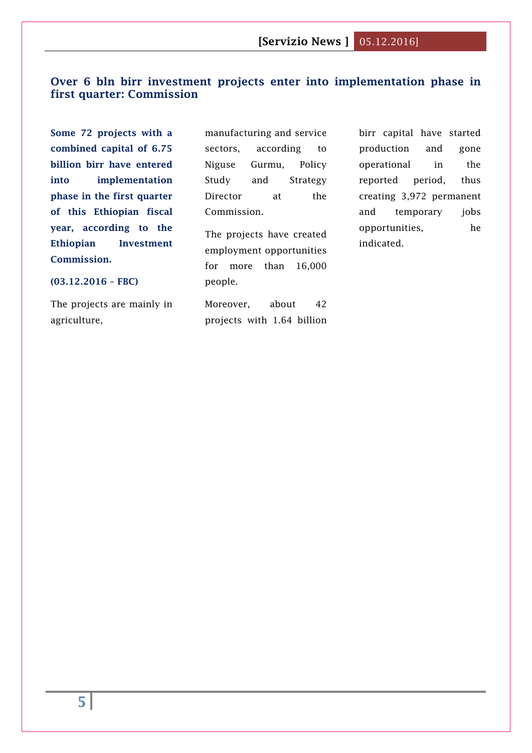## Over 6 bln birr investment projects enter into implementation phase in first quarter: Commission

**Some 72 projects with a combined capital of 6.75 billion birr have entered into implementation phase in the first quarter of this Ethiopian fiscal year, according to the Ethiopian Investment Commission.**

**(03.12.2016 – FBC)**

The projects are mainly in agriculture, manufacturing and service sectors, according to Niguse Gurmu, Policy Study and Strategy Director at the Commission.

The projects have created employment opportunities for more than 16,000 people.

Moreover, about 42 projects with 1.64 billion birr capital have started production and gone operational in the reported period, thus creating 3,972 permanent and temporary jobs opportunities, he indicated.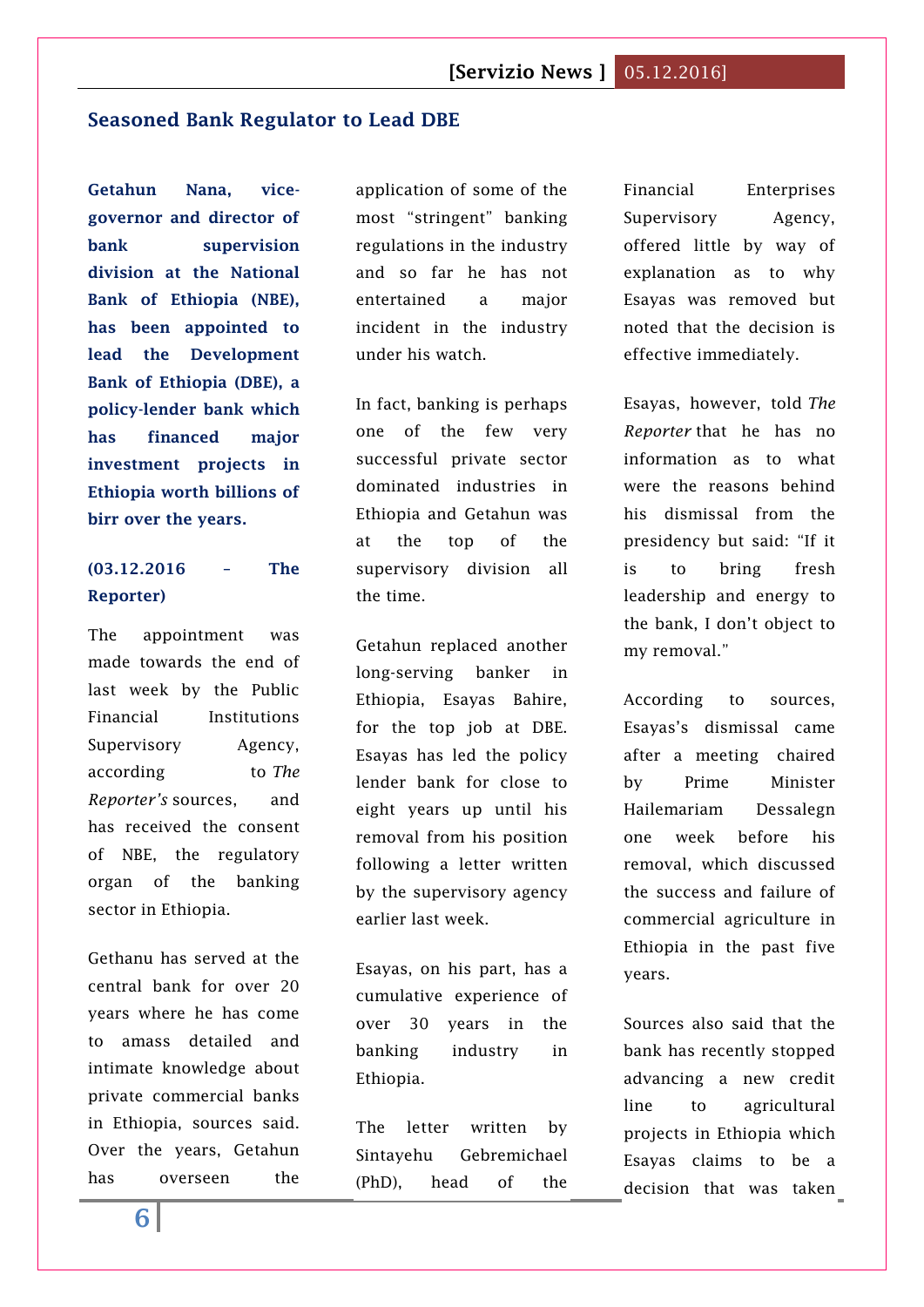## Seasoned Bank Regulator to Lead DBE

**Getahun Nana, vice-governor and director of bank supervision division at the National Bank of Ethiopia (NBE), has been appointed to lead the Development Bank of Ethiopia (DBE), a policy-lender bank which has financed major investment projects in Ethiopia worth billions of birr over the years.**

**(03.12.2016 – The Reporter)**

The appointment was made towards the end of last week by the Public Financial Institutions Supervisory Agency, according to *The Reporter's* sources, and has received the consent of NBE, the regulatory organ of the banking sector in Ethiopia.

Gethanu has served at the central bank for over 20 years where he has come to amass detailed and intimate knowledge about private commercial banks in Ethiopia, sources said. Over the years, Getahun has overseen the application of some of the most "stringent" banking regulations in the industry and so far he has not entertained a major incident in the industry under his watch.

In fact, banking is perhaps one of the few very successful private sector dominated industries in Ethiopia and Getahun was at the top of the supervisory division all the time.

Getahun replaced another long-serving banker in Ethiopia, Esayas Bahire, for the top job at DBE. Esayas has led the policy lender bank for close to eight years up until his removal from his position following a letter written by the supervisory agency earlier last week.

Esayas, on his part, has a cumulative experience of over 30 years in the banking industry in Ethiopia.

The letter written by Sintayehu Gebremichael (PhD), head of the Financial Enterprises Supervisory Agency, offered little by way of explanation as to why Esayas was removed but noted that the decision is effective immediately.

Esayas, however, told *The Reporter* that he has no information as to what were the reasons behind his dismissal from the presidency but said: "If it is to bring fresh leadership and energy to the bank, I don't object to my removal."

According to sources, Esayas's dismissal came after a meeting chaired by Prime Minister Hailemariam Dessalegn one week before his removal, which discussed the success and failure of commercial agriculture in Ethiopia in the past five years.

Sources also said that the bank has recently stopped advancing a new credit line to agricultural projects in Ethiopia which Esayas claims to be a decision that was taken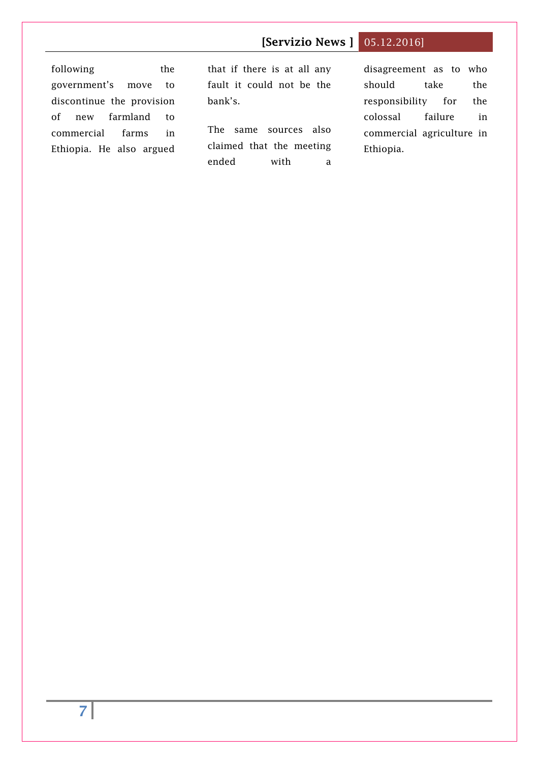following the government's move to discontinue the provision of new farmland to commercial farms in Ethiopia. He also argued that if there is at all any fault it could not be the bank's.

The same sources also claimed that the meeting ended with a disagreement as to who should take the responsibility for the colossal failure in commercial agriculture in Ethiopia.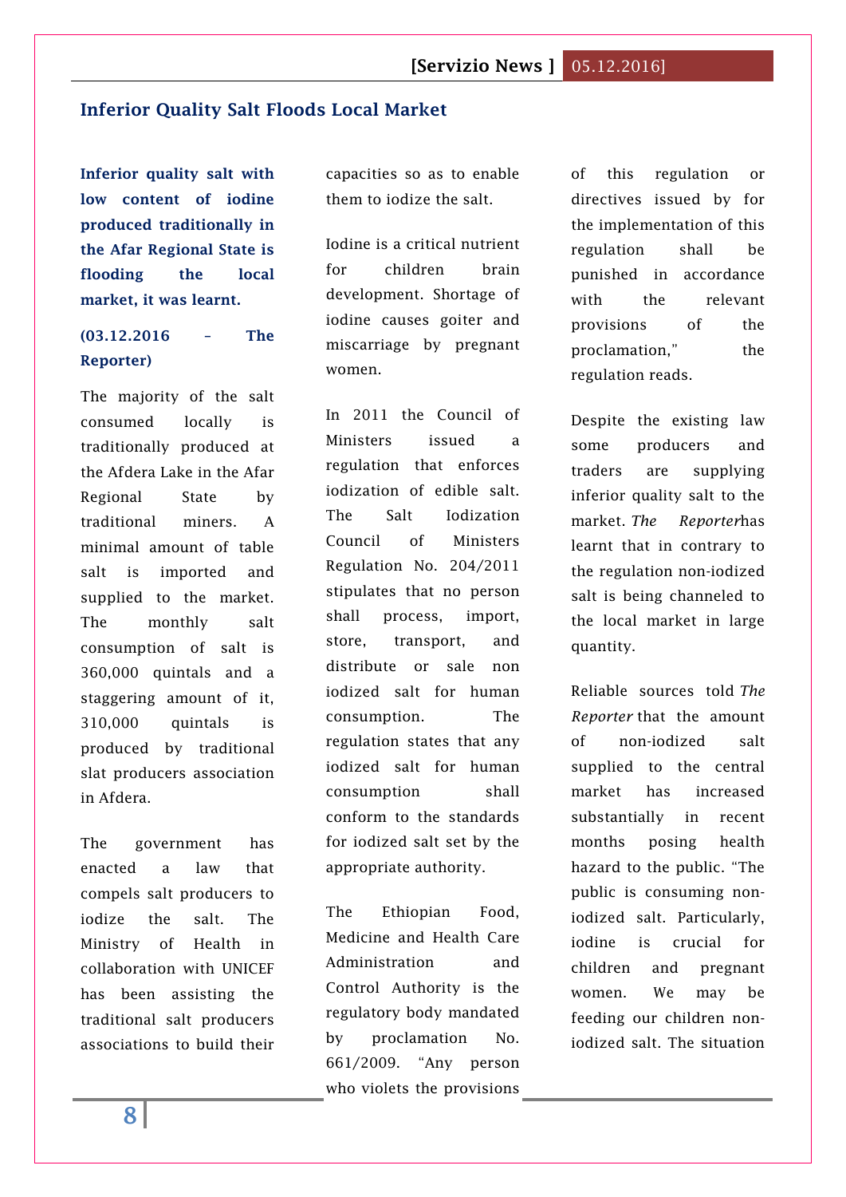## Inferior Quality Salt Floods Local Market

**Inferior quality salt with low content of iodine produced traditionally in the Afar Regional State is flooding the local market, it was learnt.**

**(03.12.2016 – The Reporter)**

The majority of the salt consumed locally is traditionally produced at the Afdera Lake in the Afar Regional State by traditional miners. A minimal amount of table salt is imported and supplied to the market. The monthly salt consumption of salt is 360,000 quintals and a staggering amount of it, 310,000 quintals is produced by traditional slat producers association in Afdera.

The government has enacted a law that compels salt producers to iodize the salt. The Ministry of Health in collaboration with UNICEF has been assisting the traditional salt producers associations to build their capacities so as to enable them to iodize the salt.

Iodine is a critical nutrient for children brain development. Shortage of iodine causes goiter and miscarriage by pregnant women.

In 2011 the Council of Ministers issued a regulation that enforces iodization of edible salt. The Salt Iodization Council of Ministers Regulation No. 204/2011 stipulates that no person shall process, import, store, transport, and distribute or sale non iodized salt for human consumption. The regulation states that any iodized salt for human consumption shall conform to the standards for iodized salt set by the appropriate authority.

The Ethiopian Food, Medicine and Health Care Administration and Control Authority is the regulatory body mandated by proclamation No. 661/2009. "Any person who violets the provisions of this regulation or directives issued by for the implementation of this regulation shall be punished in accordance with the relevant provisions of the proclamation," the regulation reads.

Despite the existing law some producers and traders are supplying inferior quality salt to the market. *The Reporter*has learnt that in contrary to the regulation non-iodized salt is being channeled to the local market in large quantity.

Reliable sources told *The Reporter* that the amount of non-iodized salt supplied to the central market has increased substantially in recent months posing health hazard to the public. "The public is consuming non-iodized salt. Particularly, iodine is crucial for children and pregnant women. We may be feeding our children non-iodized salt. The situation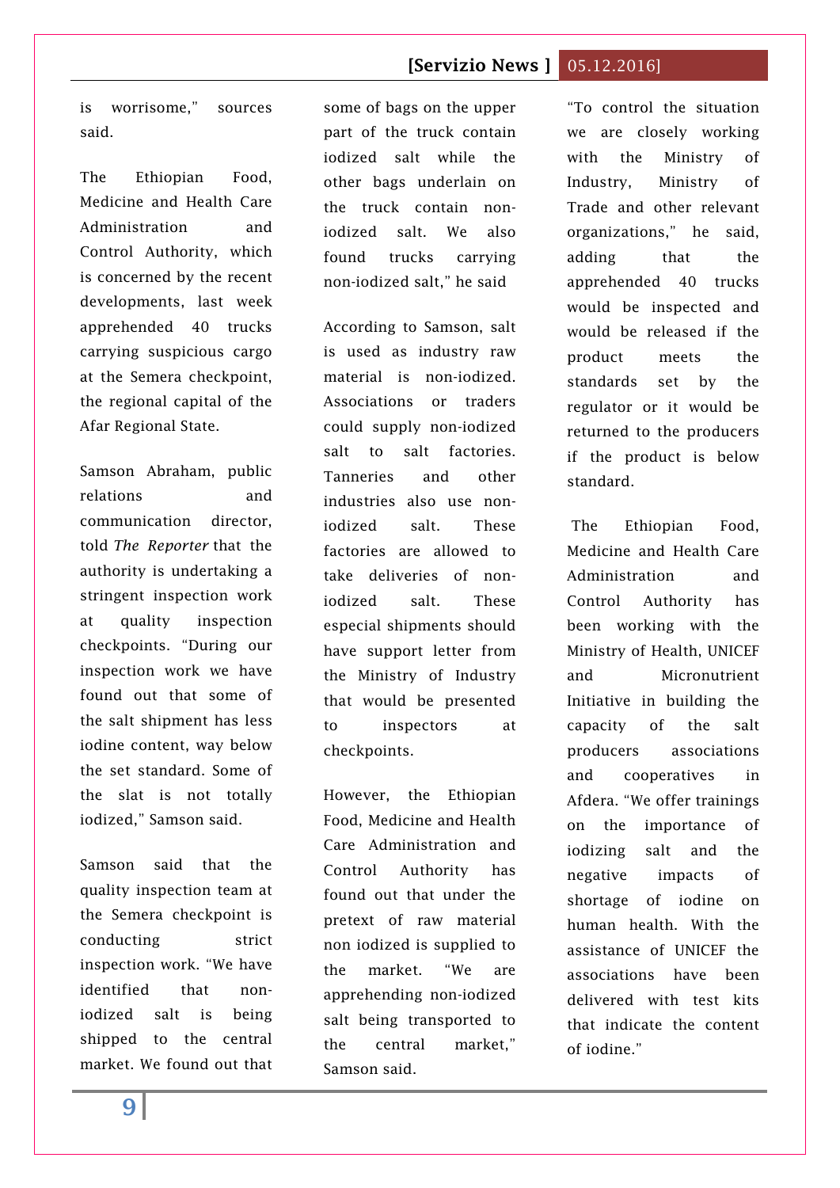is worrisome," sources said.

The Ethiopian Food, Medicine and Health Care Administration and Control Authority, which is concerned by the recent developments, last week apprehended 40 trucks carrying suspicious cargo at the Semera checkpoint, the regional capital of the Afar Regional State.

Samson Abraham, public relations and communication director, told *The Reporter* that the authority is undertaking a stringent inspection work at quality inspection checkpoints. "During our inspection work we have found out that some of the salt shipment has less iodine content, way below the set standard. Some of the slat is not totally iodized," Samson said.

Samson said that the quality inspection team at the Semera checkpoint is conducting strict inspection work. "We have identified that non-iodized salt is being shipped to the central market. We found out that some of bags on the upper part of the truck contain iodized salt while the other bags underlain on the truck contain non-iodized salt. We also found trucks carrying non-iodized salt," he said

According to Samson, salt is used as industry raw material is non-iodized. Associations or traders could supply non-iodized salt to salt factories. Tanneries and other industries also use non-iodized salt. These factories are allowed to take deliveries of non-iodized salt. These especial shipments should have support letter from the Ministry of Industry that would be presented to inspectors at checkpoints.

However, the Ethiopian Food, Medicine and Health Care Administration and Control Authority has found out that under the pretext of raw material non iodized is supplied to the market. "We are apprehending non-iodized salt being transported to the central market," Samson said.

"To control the situation we are closely working with the Ministry of Industry, Ministry of Trade and other relevant organizations," he said, adding that the apprehended 40 trucks would be inspected and would be released if the product meets the standards set by the regulator or it would be returned to the producers if the product is below standard.

The Ethiopian Food, Medicine and Health Care Administration and Control Authority has been working with the Ministry of Health, UNICEF and Micronutrient Initiative in building the capacity of the salt producers associations and cooperatives in Afdera. "We offer trainings on the importance of iodizing salt and the negative impacts of shortage of iodine on human health. With the assistance of UNICEF the associations have been delivered with test kits that indicate the content of iodine."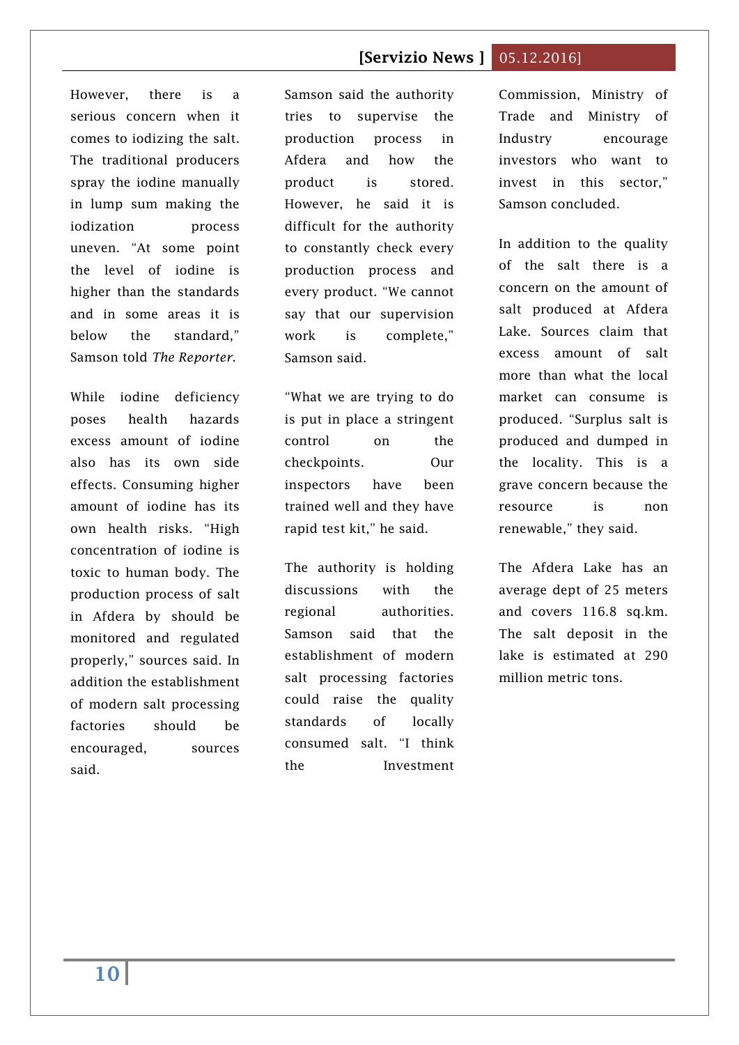However, there is a serious concern when it comes to iodizing the salt. The traditional producers spray the iodine manually in lump sum making the iodization process uneven. “At some point the level of iodine is higher than the standards and in some areas it is below the standard,” Samson told *The Reporter*.

While iodine deficiency poses health hazards excess amount of iodine also has its own side effects. Consuming higher amount of iodine has its own health risks. “High concentration of iodine is toxic to human body. The production process of salt in Afdera by should be monitored and regulated properly,” sources said. In addition the establishment of modern salt processing factories should be encouraged, sources said.

Samson said the authority tries to supervise the production process in Afdera and how the product is stored. However, he said it is difficult for the authority to constantly check every production process and every product. “We cannot say that our supervision work is complete,” Samson said.

“What we are trying to do is put in place a stringent control on the checkpoints. Our inspectors have been trained well and they have rapid test kit,” he said.

The authority is holding discussions with the regional authorities. Samson said that the establishment of modern salt processing factories could raise the quality standards of locally consumed salt. “I think the Investment Commission, Ministry of Trade and Ministry of Industry encourage investors who want to invest in this sector,” Samson concluded.

In addition to the quality of the salt there is a concern on the amount of salt produced at Afdera Lake. Sources claim that excess amount of salt more than what the local market can consume is produced. “Surplus salt is produced and dumped in the locality. This is a grave concern because the resource is non renewable,” they said.

The Afdera Lake has an average dept of 25 meters and covers 116.8 sq.km. The salt deposit in the lake is estimated at 290 million metric tons.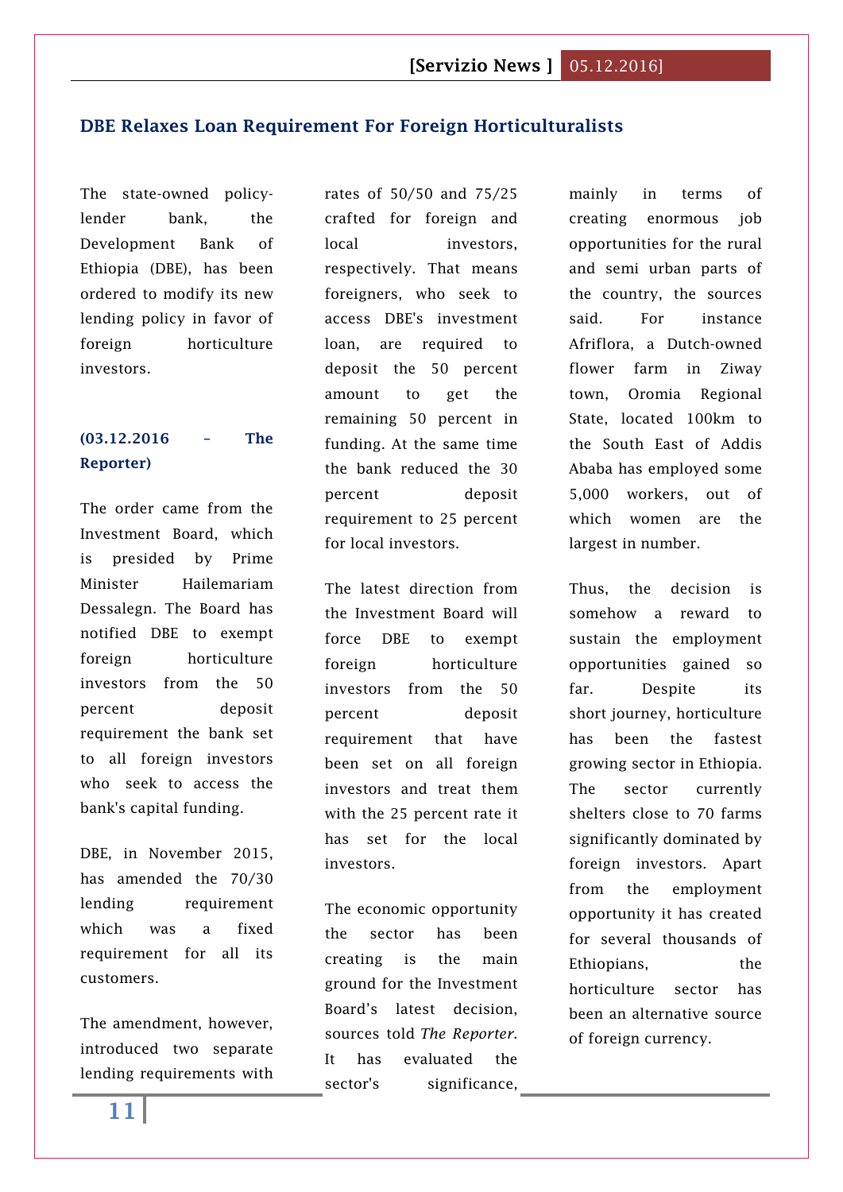## DBE Relaxes Loan Requirement For Foreign Horticulturalists

The state-owned policy-lender bank, the Development Bank of Ethiopia (DBE), has been ordered to modify its new lending policy in favor of foreign horticulture investors.

**(03.12.2016 – The Reporter)**

The order came from the Investment Board, which is presided by Prime Minister Hailemariam Dessalegn. The Board has notified DBE to exempt foreign horticulture investors from the 50 percent deposit requirement the bank set to all foreign investors who seek to access the bank's capital funding.

DBE, in November 2015, has amended the 70/30 lending requirement which was a fixed requirement for all its customers.

The amendment, however, introduced two separate lending requirements with rates of 50/50 and 75/25 crafted for foreign and local investors, respectively. That means foreigners, who seek to access DBE's investment loan, are required to deposit the 50 percent amount to get the remaining 50 percent in funding. At the same time the bank reduced the 30 percent deposit requirement to 25 percent for local investors.

The latest direction from the Investment Board will force DBE to exempt foreign horticulture investors from the 50 percent deposit requirement that have been set on all foreign investors and treat them with the 25 percent rate it has set for the local investors.

The economic opportunity the sector has been creating is the main ground for the Investment Board's latest decision, sources told *The Reporter*. It has evaluated the sector's significance, mainly in terms of creating enormous job opportunities for the rural and semi urban parts of the country, the sources said. For instance Afriflora, a Dutch-owned flower farm in Ziway town, Oromia Regional State, located 100km to the South East of Addis Ababa has employed some 5,000 workers, out of which women are the largest in number.

Thus, the decision is somehow a reward to sustain the employment opportunities gained so far. Despite its short journey, horticulture has been the fastest growing sector in Ethiopia. The sector currently shelters close to 70 farms significantly dominated by foreign investors. Apart from the employment opportunity it has created for several thousands of Ethiopians, the horticulture sector has been an alternative source of foreign currency.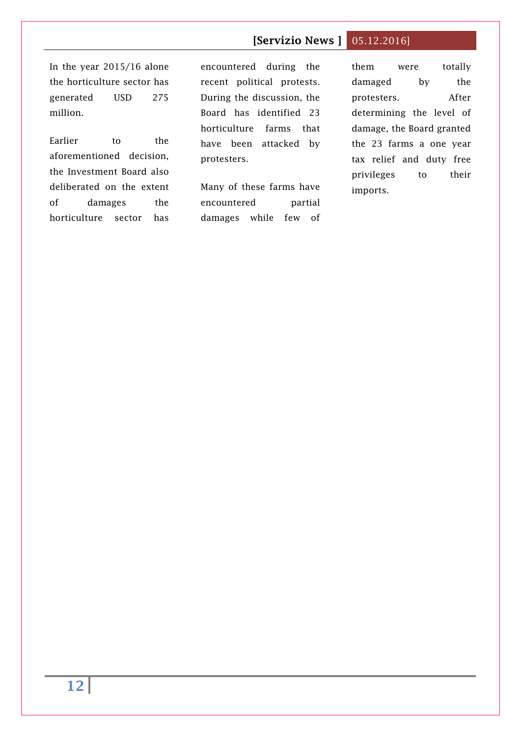In the year 2015/16 alone the horticulture sector has generated USD 275 million.

Earlier to the aforementioned decision, the Investment Board also deliberated on the extent of damages the horticulture sector has encountered during the recent political protests. During the discussion, the Board has identified 23 horticulture farms that have been attacked by protesters.

Many of these farms have encountered partial damages while few of them were totally damaged by the protesters. After determining the level of damage, the Board granted the 23 farms a one year tax relief and duty free privileges to their imports.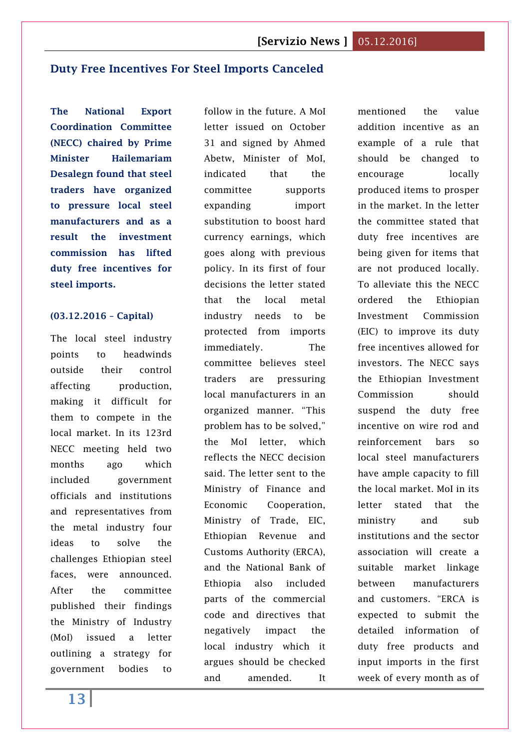## Duty Free Incentives For Steel Imports Canceled

**The National Export Coordination Committee (NECC) chaired by Prime Minister Hailemariam Desalegn found that steel traders have organized to pressure local steel manufacturers and as a result the investment commission has lifted duty free incentives for steel imports.**

**(03.12.2016 – Capital)**

The local steel industry points to headwinds outside their control affecting production, making it difficult for them to compete in the local market. In its 123rd NECC meeting held two months ago which included government officials and institutions and representatives from the metal industry four ideas to solve the challenges Ethiopian steel faces, were announced. After the committee published their findings the Ministry of Industry (MoI) issued a letter outlining a strategy for government bodies to follow in the future. A MoI letter issued on October 31 and signed by Ahmed Abetw, Minister of MoI, indicated that the committee supports expanding import substitution to boost hard currency earnings, which goes along with previous policy. In its first of four decisions the letter stated that the local metal industry needs to be protected from imports immediately. The committee believes steel traders are pressuring local manufacturers in an organized manner. "This problem has to be solved," the MoI letter, which reflects the NECC decision said. The letter sent to the Ministry of Finance and Economic Cooperation, Ministry of Trade, EIC, Ethiopian Revenue and Customs Authority (ERCA), and the National Bank of Ethiopia also included parts of the commercial code and directives that negatively impact the local industry which it argues should be checked and amended. It mentioned the value addition incentive as an example of a rule that should be changed to encourage locally produced items to prosper in the market. In the letter the committee stated that duty free incentives are being given for items that are not produced locally. To alleviate this the NECC ordered the Ethiopian Investment Commission (EIC) to improve its duty free incentives allowed for investors. The NECC says the Ethiopian Investment Commission should suspend the duty free incentive on wire rod and reinforcement bars so local steel manufacturers have ample capacity to fill the local market. MoI in its letter stated that the ministry and sub institutions and the sector association will create a suitable market linkage between manufacturers and customers. "ERCA is expected to submit the detailed information of duty free products and input imports in the first week of every month as of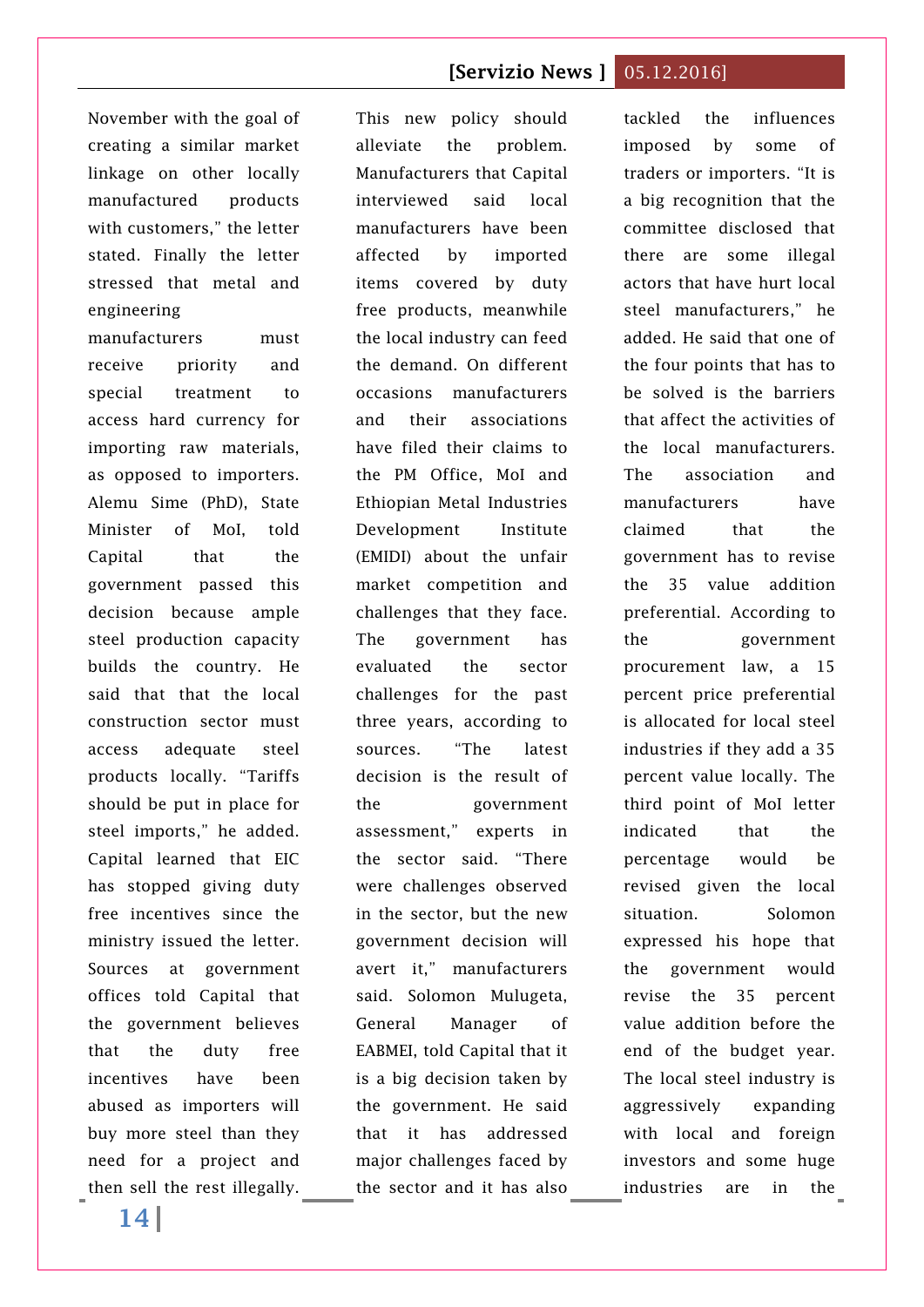November with the goal of creating a similar market linkage on other locally manufactured products with customers," the letter stated. Finally the letter stressed that metal and engineering manufacturers must receive priority and special treatment to access hard currency for importing raw materials, as opposed to importers. Alemu Sime (PhD), State Minister of MoI, told Capital that the government passed this decision because ample steel production capacity builds the country. He said that that the local construction sector must access adequate steel products locally. "Tariffs should be put in place for steel imports," he added. Capital learned that EIC has stopped giving duty free incentives since the ministry issued the letter. Sources at government offices told Capital that the government believes that the duty free incentives have been abused as importers will buy more steel than they need for a project and then sell the rest illegally. This new policy should alleviate the problem. Manufacturers that Capital interviewed said local manufacturers have been affected by imported items covered by duty free products, meanwhile the local industry can feed the demand. On different occasions manufacturers and their associations have filed their claims to the PM Office, MoI and Ethiopian Metal Industries Development Institute (EMIDI) about the unfair market competition and challenges that they face. The government has evaluated the sector challenges for the past three years, according to sources. "The latest decision is the result of the government assessment," experts in the sector said. "There were challenges observed in the sector, but the new government decision will avert it," manufacturers said. Solomon Mulugeta, General Manager of EABMEI, told Capital that it is a big decision taken by the government. He said that it has addressed major challenges faced by the sector and it has also tackled the influences imposed by some of traders or importers. "It is a big recognition that the committee disclosed that there are some illegal actors that have hurt local steel manufacturers," he added. He said that one of the four points that has to be solved is the barriers that affect the activities of the local manufacturers. The association and manufacturers have claimed that the government has to revise the 35 value addition preferential. According to the government procurement law, a 15 percent price preferential is allocated for local steel industries if they add a 35 percent value locally. The third point of MoI letter indicated that the percentage would be revised given the local situation. Solomon expressed his hope that the government would revise the 35 percent value addition before the end of the budget year. The local steel industry is aggressively expanding with local and foreign investors and some huge industries are in the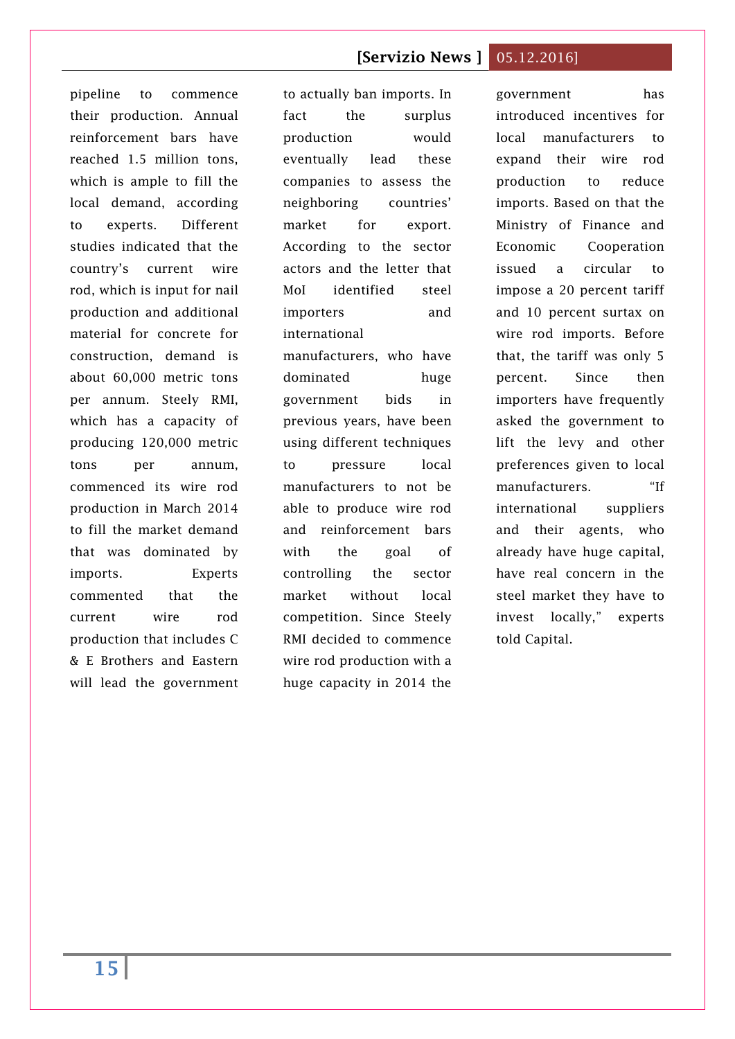pipeline to commence their production. Annual reinforcement bars have reached 1.5 million tons, which is ample to fill the local demand, according to experts. Different studies indicated that the country's current wire rod, which is input for nail production and additional material for concrete for construction, demand is about 60,000 metric tons per annum. Steely RMI, which has a capacity of producing 120,000 metric tons per annum, commenced its wire rod production in March 2014 to fill the market demand that was dominated by imports. Experts commented that the current wire rod production that includes C & E Brothers and Eastern will lead the government to actually ban imports. In fact the surplus production would eventually lead these companies to assess the neighboring countries' market for export. According to the sector actors and the letter that MoI identified steel importers and international manufacturers, who have dominated huge government bids in previous years, have been using different techniques to pressure local manufacturers to not be able to produce wire rod and reinforcement bars with the goal of controlling the sector market without local competition. Since Steely RMI decided to commence wire rod production with a huge capacity in 2014 the government has introduced incentives for local manufacturers to expand their wire rod production to reduce imports. Based on that the Ministry of Finance and Economic Cooperation issued a circular to impose a 20 percent tariff and 10 percent surtax on wire rod imports. Before that, the tariff was only 5 percent. Since then importers have frequently asked the government to lift the levy and other preferences given to local manufacturers. "If international suppliers and their agents, who already have huge capital, have real concern in the steel market they have to invest locally," experts told Capital.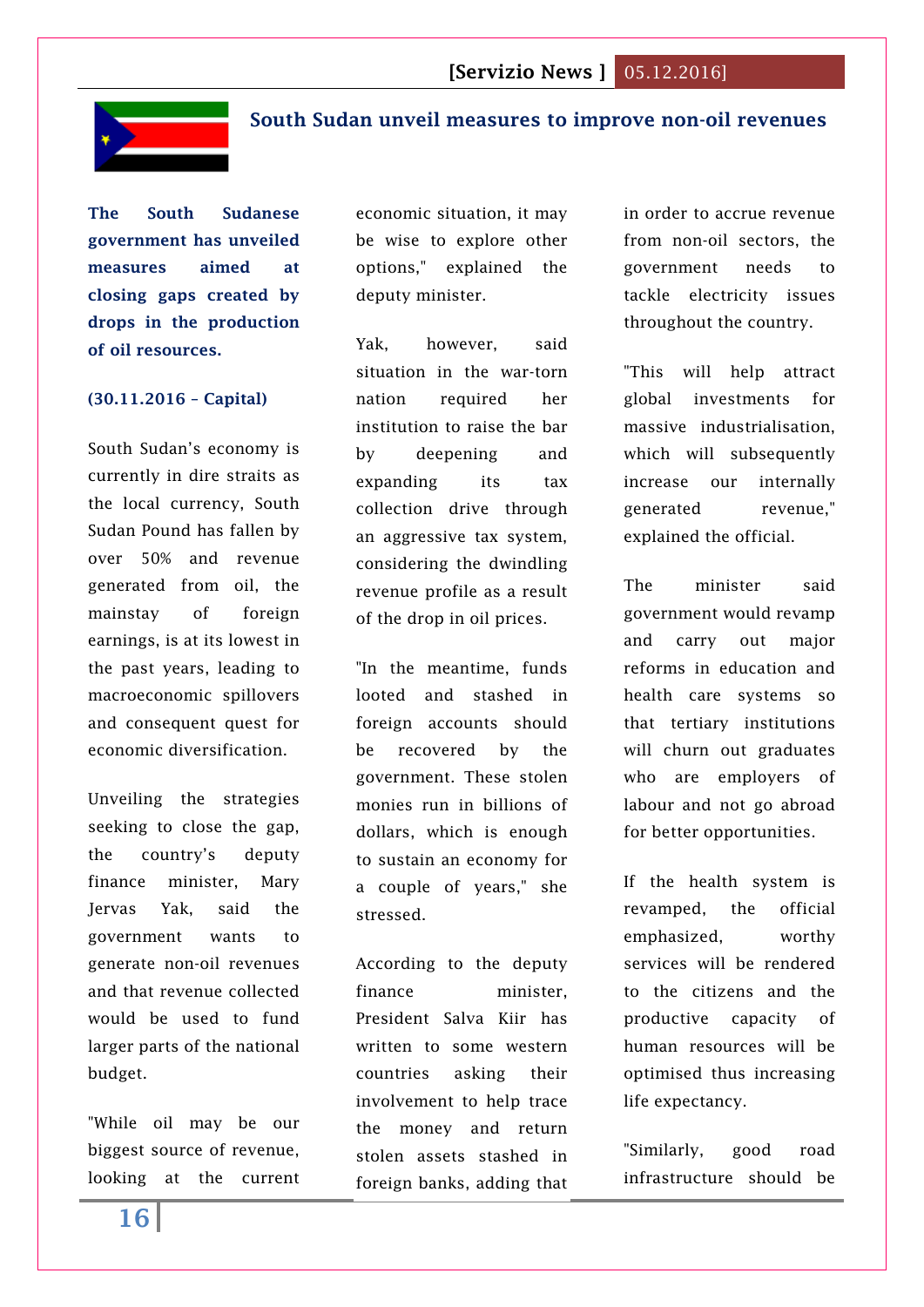## South Sudan unveil measures to improve non-oil revenues

**The South Sudanese government has unveiled measures aimed at closing gaps created by drops in the production of oil resources.**

**(30.11.2016 – Capital)**

South Sudan's economy is currently in dire straits as the local currency, South Sudan Pound has fallen by over 50% and revenue generated from oil, the mainstay of foreign earnings, is at its lowest in the past years, leading to macroeconomic spillovers and consequent quest for economic diversification.

Unveiling the strategies seeking to close the gap, the country's deputy finance minister, Mary Jervas Yak, said the government wants to generate non-oil revenues and that revenue collected would be used to fund larger parts of the national budget.

"While oil may be our biggest source of revenue, looking at the current economic situation, it may be wise to explore other options," explained the deputy minister.

Yak, however, said situation in the war-torn nation required her institution to raise the bar by deepening and expanding its tax collection drive through an aggressive tax system, considering the dwindling revenue profile as a result of the drop in oil prices.

"In the meantime, funds looted and stashed in foreign accounts should be recovered by the government. These stolen monies run in billions of dollars, which is enough to sustain an economy for a couple of years," she stressed.

According to the deputy finance minister, President Salva Kiir has written to some western countries asking their involvement to help trace the money and return stolen assets stashed in foreign banks, adding that in order to accrue revenue from non-oil sectors, the government needs to tackle electricity issues throughout the country.

"This will help attract global investments for massive industrialisation, which will subsequently increase our internally generated revenue," explained the official.

The minister said government would revamp and carry out major reforms in education and health care systems so that tertiary institutions will churn out graduates who are employers of labour and not go abroad for better opportunities.

If the health system is revamped, the official emphasized, worthy services will be rendered to the citizens and the productive capacity of human resources will be optimised thus increasing life expectancy.

"Similarly, good road infrastructure should be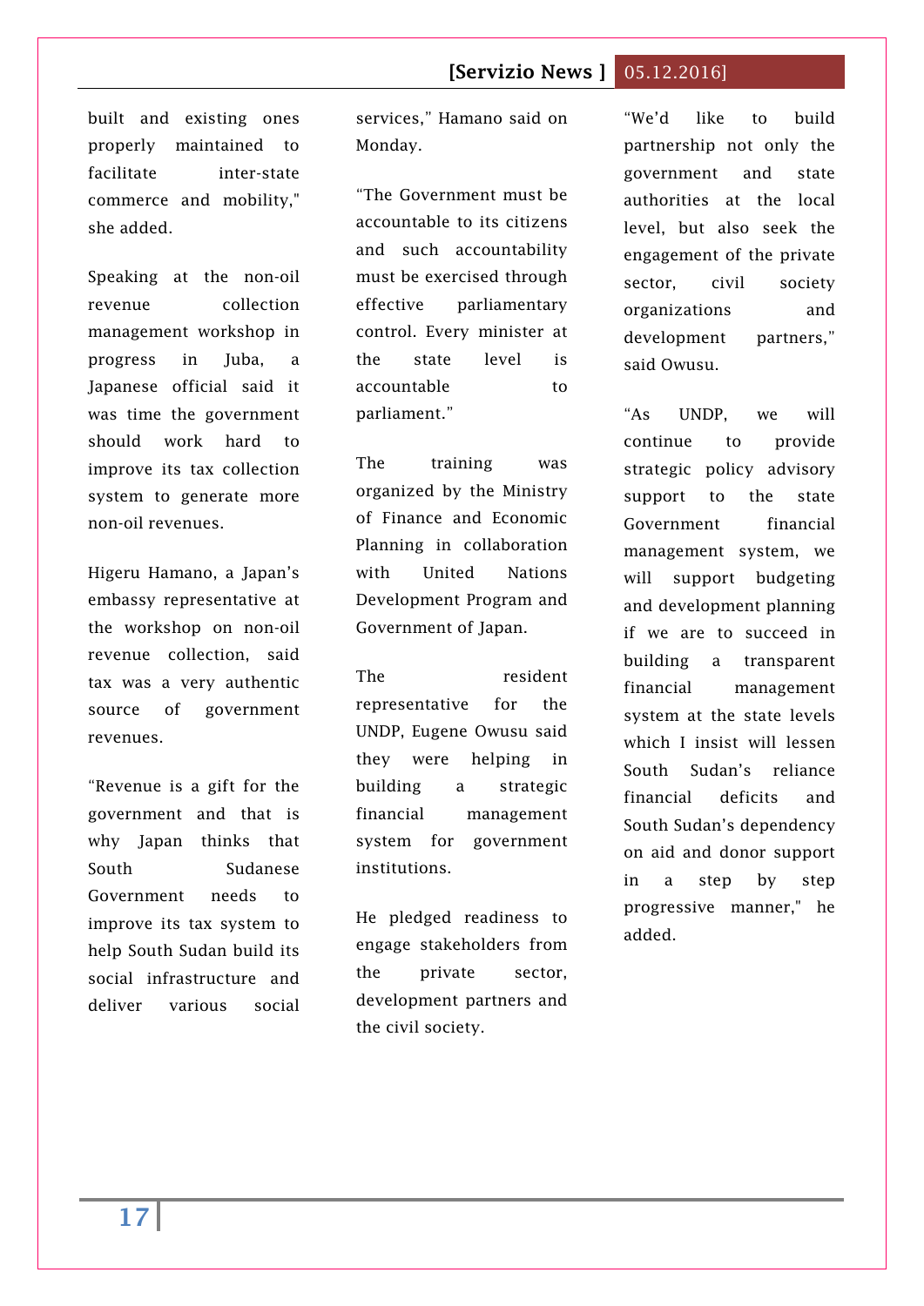built and existing ones properly maintained to facilitate inter-state commerce and mobility," she added.

Speaking at the non-oil revenue collection management workshop in progress in Juba, a Japanese official said it was time the government should work hard to improve its tax collection system to generate more non-oil revenues.

Higeru Hamano, a Japan's embassy representative at the workshop on non-oil revenue collection, said tax was a very authentic source of government revenues.

"Revenue is a gift for the government and that is why Japan thinks that South Sudanese Government needs to improve its tax system to help South Sudan build its social infrastructure and deliver various social services," Hamano said on Monday.

"The Government must be accountable to its citizens and such accountability must be exercised through effective parliamentary control. Every minister at the state level is accountable to parliament."

The training was organized by the Ministry of Finance and Economic Planning in collaboration with United Nations Development Program and Government of Japan.

The resident representative for the UNDP, Eugene Owusu said they were helping in building a strategic financial management system for government institutions.

He pledged readiness to engage stakeholders from the private sector, development partners and the civil society.

"We'd like to build partnership not only the government and state authorities at the local level, but also seek the engagement of the private sector, civil society organizations and development partners," said Owusu.

"As UNDP, we will continue to provide strategic policy advisory support to the state Government financial management system, we will support budgeting and development planning if we are to succeed in building a transparent financial management system at the state levels which I insist will lessen South Sudan's reliance financial deficits and South Sudan's dependency on aid and donor support in a step by step progressive manner," he added.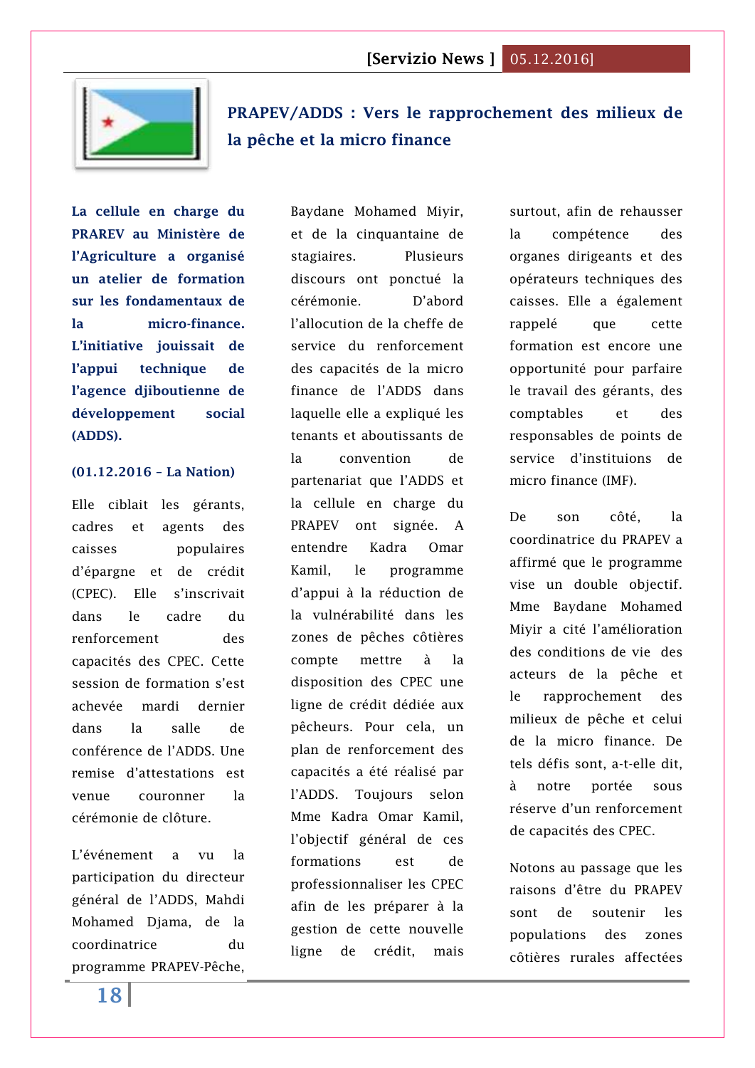## PRAPEV/ADDS : Vers le rapprochement des milieux de la pêche et la micro finance

**La cellule en charge du PRAREV au Ministère de l'Agriculture a organisé un atelier de formation sur les fondamentaux de la micro-finance. L'initiative jouissait de l'appui technique de l'agence djiboutienne de développement social (ADDS).**

**(01.12.2016 – La Nation)**

Elle ciblait les gérants, cadres et agents des caisses populaires d'épargne et de crédit (CPEC). Elle s'inscrivait dans le cadre du renforcement des capacités des CPEC. Cette session de formation s'est achevée mardi dernier dans la salle de conférence de l'ADDS. Une remise d'attestations est venue couronner la cérémonie de clôture.

L'événement a vu la participation du directeur général de l'ADDS, Mahdi Mohamed Djama, de la coordinatrice du programme PRAPEV-Pêche, Baydane Mohamed Miyir, et de la cinquantaine de stagiaires. Plusieurs discours ont ponctué la cérémonie. D'abord l'allocution de la cheffe de service du renforcement des capacités de la micro finance de l'ADDS dans laquelle elle a expliqué les tenants et aboutissants de la convention de partenariat que l'ADDS et la cellule en charge du PRAPEV ont signée. A entendre Kadra Omar Kamil, le programme d'appui à la réduction de la vulnérabilité dans les zones de pêches côtières compte mettre à la disposition des CPEC une ligne de crédit dédiée aux pêcheurs. Pour cela, un plan de renforcement des capacités a été réalisé par l'ADDS. Toujours selon Mme Kadra Omar Kamil, l'objectif général de ces formations est de professionnaliser les CPEC afin de les préparer à la gestion de cette nouvelle ligne de crédit, mais surtout, afin de rehausser la compétence des organes dirigeants et des opérateurs techniques des caisses. Elle a également rappelé que cette formation est encore une opportunité pour parfaire le travail des gérants, des comptables et des responsables de points de service d'instituions de micro finance (IMF).

De son côté, la coordinatrice du PRAPEV a affirmé que le programme vise un double objectif. Mme Baydane Mohamed Miyir a cité l'amélioration des conditions de vie des acteurs de la pêche et le rapprochement des milieux de pêche et celui de la micro finance. De tels défis sont, a-t-elle dit, à notre portée sous réserve d'un renforcement de capacités des CPEC.

Notons au passage que les raisons d'être du PRAPEV sont de soutenir les populations des zones côtières rurales affectées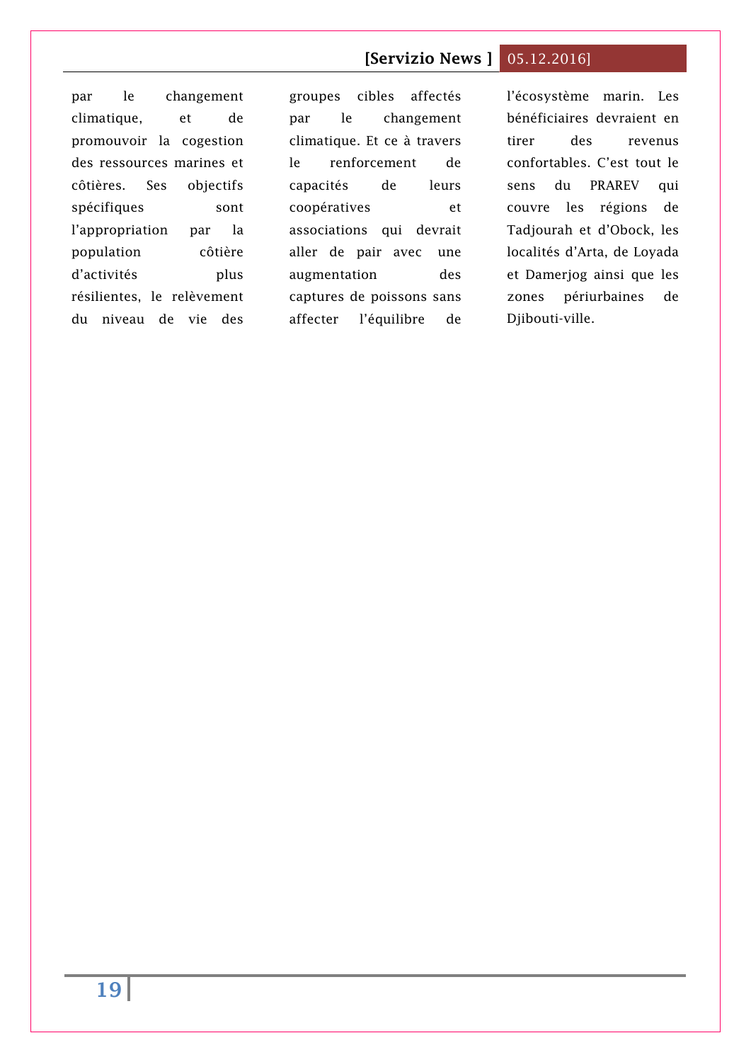par le changement climatique, et de promouvoir la cogestion des ressources marines et côtières. Ses objectifs spécifiques sont l'appropriation par la population côtière d'activités plus résilientes, le relèvement du niveau de vie des groupes cibles affectés par le changement climatique. Et ce à travers le renforcement de capacités de leurs coopératives et associations qui devrait aller de pair avec une augmentation des captures de poissons sans affecter l'équilibre de l'écosystème marin. Les bénéficiaires devraient en tirer des revenus confortables. C'est tout le sens du PRAREV qui couvre les régions de Tadjourah et d'Obock, les localités d'Arta, de Loyada et Damerjog ainsi que les zones périurbaines de Djibouti-ville.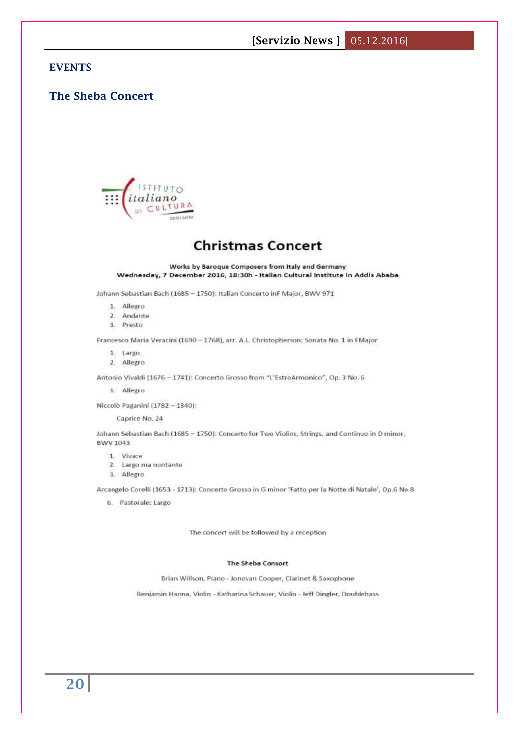# EVENTS

## The Sheba Concert

ISTITUTO italiano DI CULTURA ADDIS ABEBA

### Christmas Concert

**Works by Baroque Composers from Italy and Germany**
**Wednesday, 7 December 2016, 18:30h - Italian Cultural Institute in Addis Ababa**

Johann Sebastian Bach (1685 – 1750): Italian Concerto inF Major, BWV 971

1. Allegro
2. Andante
3. Presto

Francesco Maria Veracini (1690 – 1768), arr. A.L. Christopherson: Sonata No. 1 in FMajor

1. Largo
2. Allegro

Antonio Vivaldi (1676 – 1741): Concerto Grosso from "L'EstroArmonico", Op. 3 No. 6

1. Allegro

Niccolò Paganini (1782 – 1840):

Caprice No. 24

Johann Sebastian Bach (1685 – 1750): Concerto for Two Violins, Strings, and Continuo in D minor, BWV 1043

1. Vivace
2. Largo ma nontanto
3. Allegro

Arcangelo Corelli (1653 - 1713): Concerto Grosso in G minor 'Fatto per la Notte di Natale', Op.6 No.8

6. Pastorale: Largo

The concert will be followed by a reception

**The Sheba Consort**

Brian Willson, Piano - Jonovan Cooper, Clarinet & Saxophone

Benjamin Hanna, Violin - Katharina Schauer, Violin - Jeff Dingler, Doublebass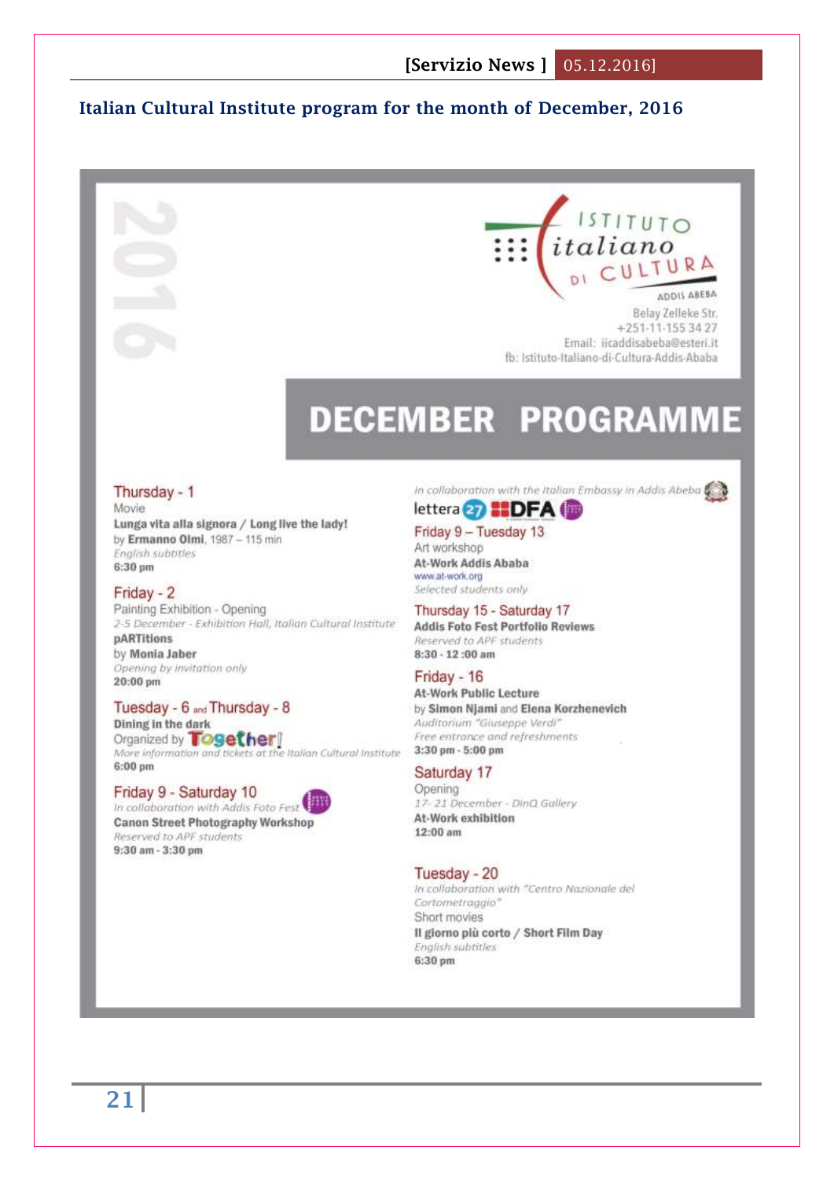## Italian Cultural Institute program for the month of December, 2016

2016

ISTITUTO italiano DI CULTURA
ADDIS ABEBA

Belay Zelleke Str.
+251-11-155 34 27
Email: iicaddisabeba@esteri.it
fb: Istituto-Italiano-di-Cultura-Addis-Ababa

# DECEMBER PROGRAMME

**Thursday - 1**
Movie
**Lunga vita alla signora / Long live the lady!**
by **Ermanno Olmi**, 1987 – 115 min
*English subtitles*
**6:30 pm**

**Friday - 2**
Painting Exhibition - Opening
*2-5 December - Exhibition Hall, Italian Cultural Institute*
**pARTitions**
by **Monia Jaber**
*Opening by invitation only*
**20:00 pm**

**Tuesday - 6 and Thursday - 8**
**Dining in the dark**
Organized by **Together!**
*More information and tickets at the Italian Cultural Institute*
**6:00 pm**

**Friday 9 - Saturday 10**
*In collaboration with Addis Foto Fest*
**Canon Street Photography Workshop**
*Reserved to APF students*
**9:30 am - 3:30 pm**

*In collaboration with the Italian Embassy in Addis Abeba*
lettera 27 DFA

**Friday 9 – Tuesday 13**
Art workshop
**At-Work Addis Ababa**
www.at-work.org
*Selected students only*

**Thursday 15 - Saturday 17**
**Addis Foto Fest Portfolio Reviews**
*Reserved to APF students*
**8:30 - 12 :00 am**

**Friday - 16**
**At-Work Public Lecture**
by **Simon Njami** and **Elena Korzhenevich**
*Auditorium "Giuseppe Verdi"*
*Free entrance and refreshments*
**3:30 pm - 5:00 pm**

**Saturday 17**
Opening
*17- 21 December - DinQ Gallery*
**At-Work exhibition**
**12:00 am**

**Tuesday - 20**
*In collaboration with "Centro Nazionale del Cortometraggio"*
Short movies
**Il giorno più corto / Short Film Day**
*English subtitles*
**6:30 pm**